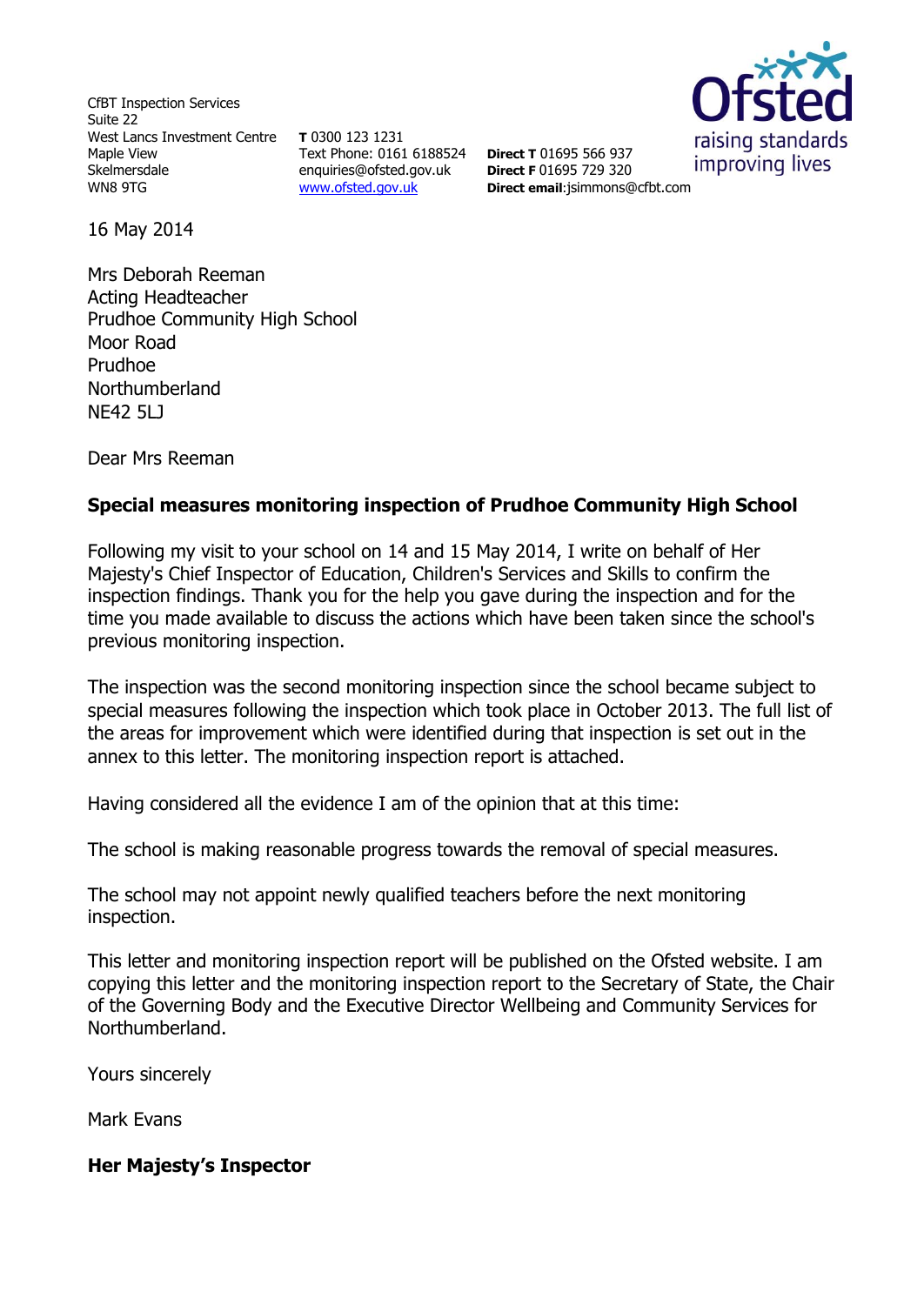CfBT Inspection Services
Suite 22
West Lancs Investment Centre
Maple View
Skelmersdale
WN8 9TG

**T** 0300 123 1231
Text Phone: 0161 6188524
enquiries@ofsted.gov.uk
www.ofsted.gov.uk

**Direct T** 01695 566 937
**Direct F** 01695 729 320
**Direct email**:jsimmons@cfbt.com

Ofsted
raising standards
improving lives

16 May 2014

Mrs Deborah Reeman
Acting Headteacher
Prudhoe Community High School
Moor Road
Prudhoe
Northumberland
NE42 5LJ

Dear Mrs Reeman

**Special measures monitoring inspection of Prudhoe Community High School**

Following my visit to your school on 14 and 15 May 2014, I write on behalf of Her Majesty's Chief Inspector of Education, Children's Services and Skills to confirm the inspection findings. Thank you for the help you gave during the inspection and for the time you made available to discuss the actions which have been taken since the school's previous monitoring inspection.

The inspection was the second monitoring inspection since the school became subject to special measures following the inspection which took place in October 2013. The full list of the areas for improvement which were identified during that inspection is set out in the annex to this letter. The monitoring inspection report is attached.

Having considered all the evidence I am of the opinion that at this time:

The school is making reasonable progress towards the removal of special measures.

The school may not appoint newly qualified teachers before the next monitoring inspection.

This letter and monitoring inspection report will be published on the Ofsted website. I am copying this letter and the monitoring inspection report to the Secretary of State, the Chair of the Governing Body and the Executive Director Wellbeing and Community Services for Northumberland.

Yours sincerely

Mark Evans

**Her Majesty's Inspector**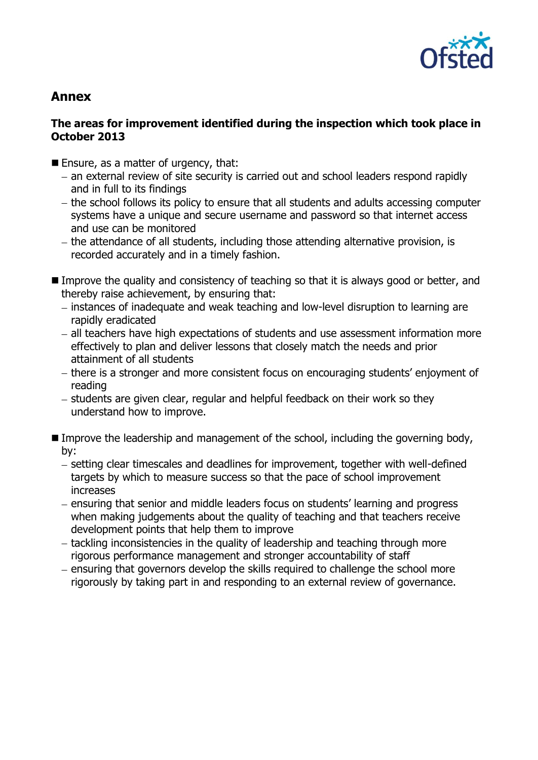## Annex

**The areas for improvement identified during the inspection which took place in October 2013**

- Ensure, as a matter of urgency, that:
  - an external review of site security is carried out and school leaders respond rapidly and in full to its findings
  - the school follows its policy to ensure that all students and adults accessing computer systems have a unique and secure username and password so that internet access and use can be monitored
  - the attendance of all students, including those attending alternative provision, is recorded accurately and in a timely fashion.

- Improve the quality and consistency of teaching so that it is always good or better, and thereby raise achievement, by ensuring that:
  - instances of inadequate and weak teaching and low-level disruption to learning are rapidly eradicated
  - all teachers have high expectations of students and use assessment information more effectively to plan and deliver lessons that closely match the needs and prior attainment of all students
  - there is a stronger and more consistent focus on encouraging students' enjoyment of reading
  - students are given clear, regular and helpful feedback on their work so they understand how to improve.

- Improve the leadership and management of the school, including the governing body, by:
  - setting clear timescales and deadlines for improvement, together with well-defined targets by which to measure success so that the pace of school improvement increases
  - ensuring that senior and middle leaders focus on students' learning and progress when making judgements about the quality of teaching and that teachers receive development points that help them to improve
  - tackling inconsistencies in the quality of leadership and teaching through more rigorous performance management and stronger accountability of staff
  - ensuring that governors develop the skills required to challenge the school more rigorously by taking part in and responding to an external review of governance.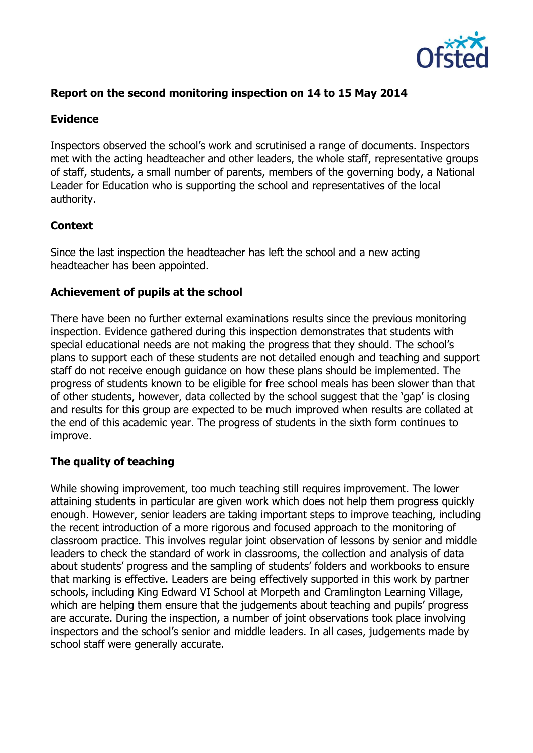## Report on the second monitoring inspection on 14 to 15 May 2014

### Evidence

Inspectors observed the school's work and scrutinised a range of documents. Inspectors met with the acting headteacher and other leaders, the whole staff, representative groups of staff, students, a small number of parents, members of the governing body, a National Leader for Education who is supporting the school and representatives of the local authority.

### Context

Since the last inspection the headteacher has left the school and a new acting headteacher has been appointed.

### Achievement of pupils at the school

There have been no further external examinations results since the previous monitoring inspection. Evidence gathered during this inspection demonstrates that students with special educational needs are not making the progress that they should. The school's plans to support each of these students are not detailed enough and teaching and support staff do not receive enough guidance on how these plans should be implemented. The progress of students known to be eligible for free school meals has been slower than that of other students, however, data collected by the school suggest that the 'gap' is closing and results for this group are expected to be much improved when results are collated at the end of this academic year. The progress of students in the sixth form continues to improve.

### The quality of teaching

While showing improvement, too much teaching still requires improvement. The lower attaining students in particular are given work which does not help them progress quickly enough. However, senior leaders are taking important steps to improve teaching, including the recent introduction of a more rigorous and focused approach to the monitoring of classroom practice. This involves regular joint observation of lessons by senior and middle leaders to check the standard of work in classrooms, the collection and analysis of data about students' progress and the sampling of students' folders and workbooks to ensure that marking is effective. Leaders are being effectively supported in this work by partner schools, including King Edward VI School at Morpeth and Cramlington Learning Village, which are helping them ensure that the judgements about teaching and pupils' progress are accurate. During the inspection, a number of joint observations took place involving inspectors and the school's senior and middle leaders. In all cases, judgements made by school staff were generally accurate.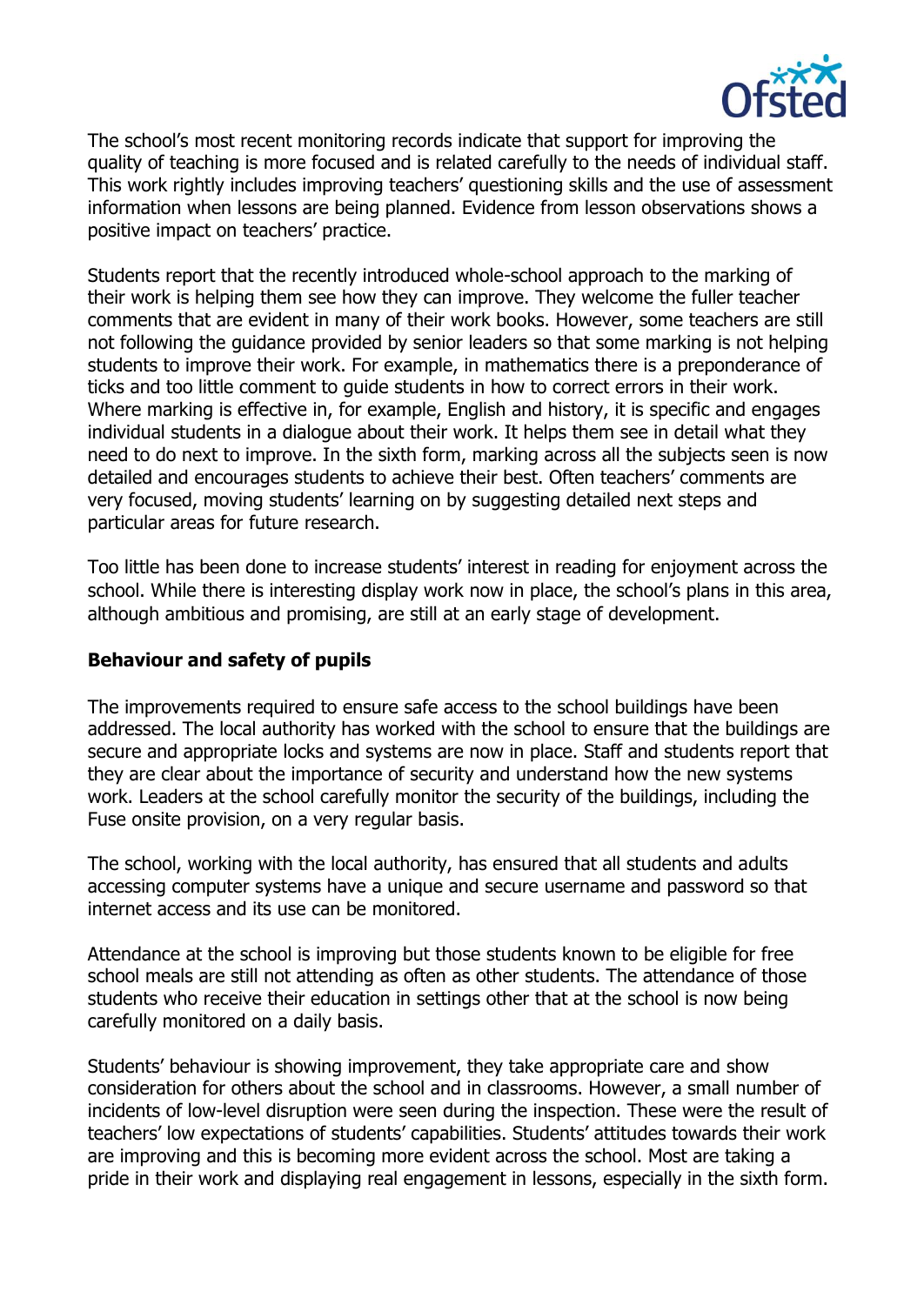The school's most recent monitoring records indicate that support for improving the quality of teaching is more focused and is related carefully to the needs of individual staff. This work rightly includes improving teachers' questioning skills and the use of assessment information when lessons are being planned. Evidence from lesson observations shows a positive impact on teachers' practice.

Students report that the recently introduced whole-school approach to the marking of their work is helping them see how they can improve. They welcome the fuller teacher comments that are evident in many of their work books. However, some teachers are still not following the guidance provided by senior leaders so that some marking is not helping students to improve their work. For example, in mathematics there is a preponderance of ticks and too little comment to guide students in how to correct errors in their work. Where marking is effective in, for example, English and history, it is specific and engages individual students in a dialogue about their work. It helps them see in detail what they need to do next to improve. In the sixth form, marking across all the subjects seen is now detailed and encourages students to achieve their best. Often teachers' comments are very focused, moving students' learning on by suggesting detailed next steps and particular areas for future research.

Too little has been done to increase students' interest in reading for enjoyment across the school. While there is interesting display work now in place, the school's plans in this area, although ambitious and promising, are still at an early stage of development.

### Behaviour and safety of pupils

The improvements required to ensure safe access to the school buildings have been addressed. The local authority has worked with the school to ensure that the buildings are secure and appropriate locks and systems are now in place. Staff and students report that they are clear about the importance of security and understand how the new systems work. Leaders at the school carefully monitor the security of the buildings, including the Fuse onsite provision, on a very regular basis.

The school, working with the local authority, has ensured that all students and adults accessing computer systems have a unique and secure username and password so that internet access and its use can be monitored.

Attendance at the school is improving but those students known to be eligible for free school meals are still not attending as often as other students. The attendance of those students who receive their education in settings other that at the school is now being carefully monitored on a daily basis.

Students' behaviour is showing improvement, they take appropriate care and show consideration for others about the school and in classrooms. However, a small number of incidents of low-level disruption were seen during the inspection. These were the result of teachers' low expectations of students' capabilities. Students' attitudes towards their work are improving and this is becoming more evident across the school. Most are taking a pride in their work and displaying real engagement in lessons, especially in the sixth form.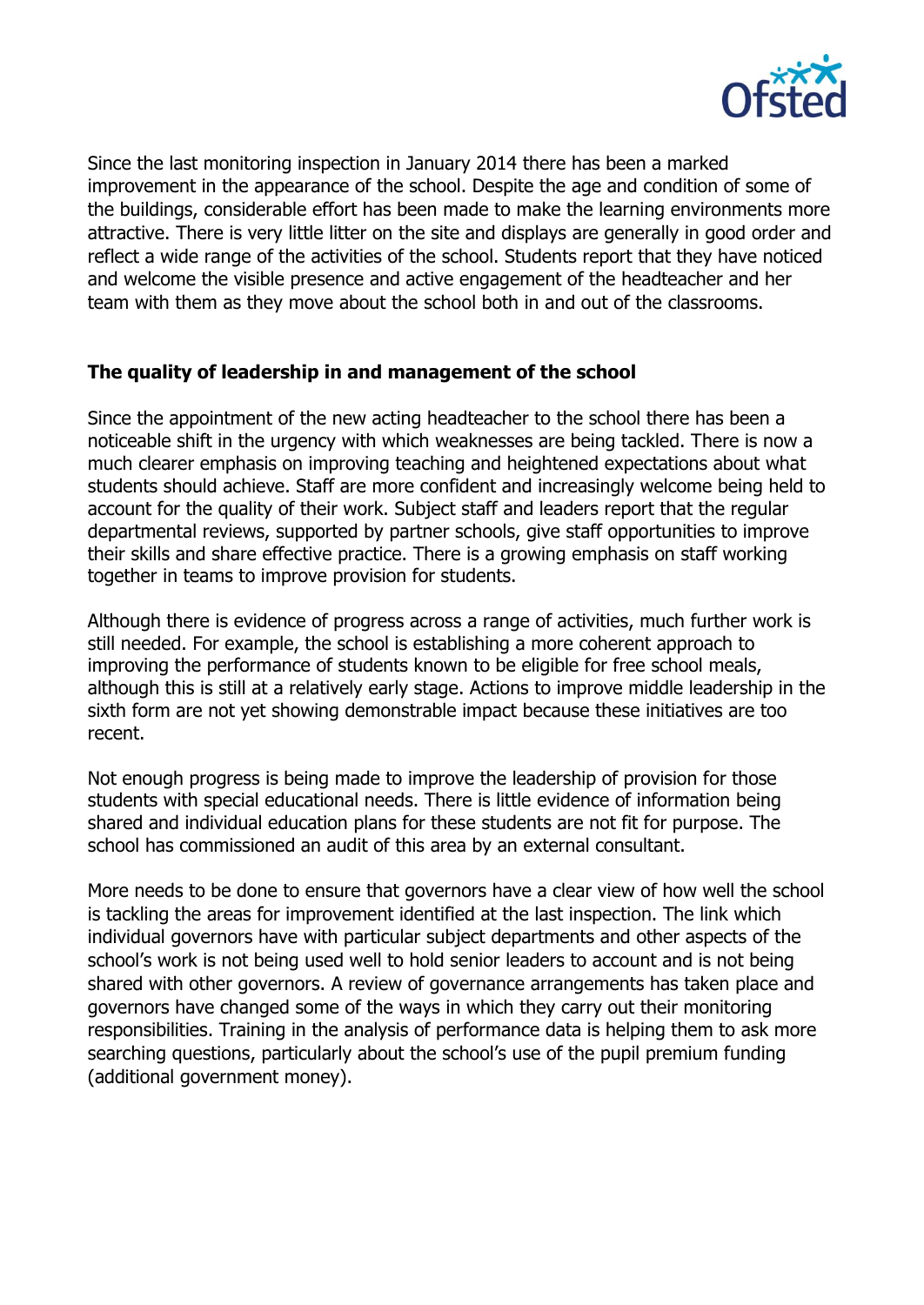Since the last monitoring inspection in January 2014 there has been a marked improvement in the appearance of the school. Despite the age and condition of some of the buildings, considerable effort has been made to make the learning environments more attractive. There is very little litter on the site and displays are generally in good order and reflect a wide range of the activities of the school. Students report that they have noticed and welcome the visible presence and active engagement of the headteacher and her team with them as they move about the school both in and out of the classrooms.

### The quality of leadership in and management of the school

Since the appointment of the new acting headteacher to the school there has been a noticeable shift in the urgency with which weaknesses are being tackled. There is now a much clearer emphasis on improving teaching and heightened expectations about what students should achieve. Staff are more confident and increasingly welcome being held to account for the quality of their work. Subject staff and leaders report that the regular departmental reviews, supported by partner schools, give staff opportunities to improve their skills and share effective practice. There is a growing emphasis on staff working together in teams to improve provision for students.

Although there is evidence of progress across a range of activities, much further work is still needed. For example, the school is establishing a more coherent approach to improving the performance of students known to be eligible for free school meals, although this is still at a relatively early stage. Actions to improve middle leadership in the sixth form are not yet showing demonstrable impact because these initiatives are too recent.

Not enough progress is being made to improve the leadership of provision for those students with special educational needs. There is little evidence of information being shared and individual education plans for these students are not fit for purpose. The school has commissioned an audit of this area by an external consultant.

More needs to be done to ensure that governors have a clear view of how well the school is tackling the areas for improvement identified at the last inspection. The link which individual governors have with particular subject departments and other aspects of the school's work is not being used well to hold senior leaders to account and is not being shared with other governors. A review of governance arrangements has taken place and governors have changed some of the ways in which they carry out their monitoring responsibilities. Training in the analysis of performance data is helping them to ask more searching questions, particularly about the school's use of the pupil premium funding (additional government money).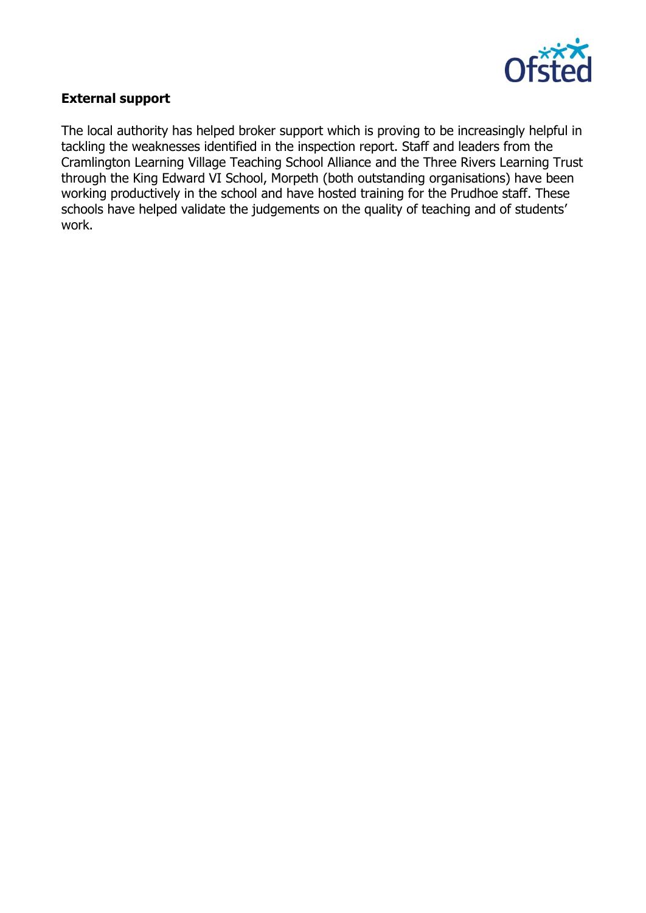**External support**

The local authority has helped broker support which is proving to be increasingly helpful in tackling the weaknesses identified in the inspection report. Staff and leaders from the Cramlington Learning Village Teaching School Alliance and the Three Rivers Learning Trust through the King Edward VI School, Morpeth (both outstanding organisations) have been working productively in the school and have hosted training for the Prudhoe staff. These schools have helped validate the judgements on the quality of teaching and of students' work.